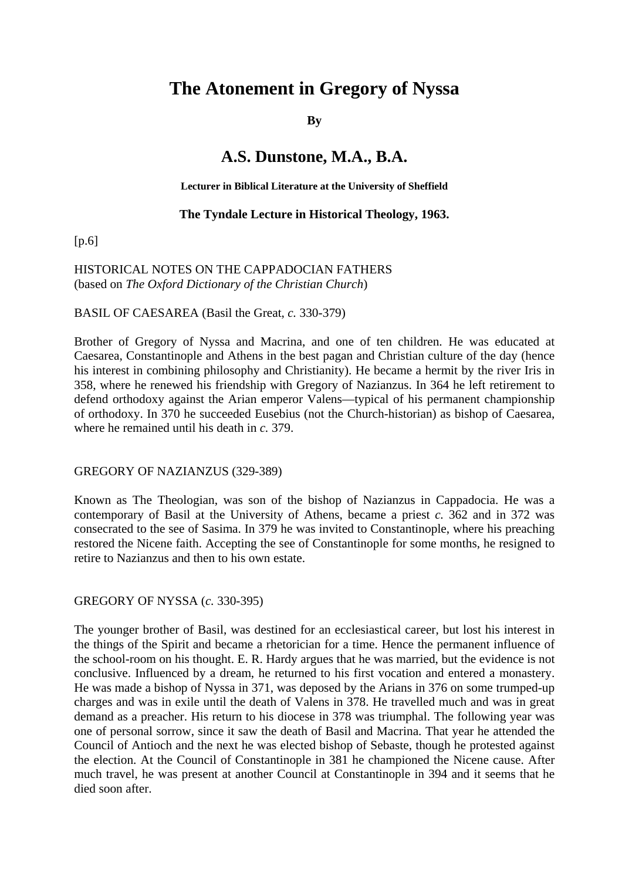# The Atonement in Gregory of Nyssa

**By**

## A.S. Dunstone, M.A., B.A.

**Lecturer in Biblical Literature at the University of Sheffield**

**The Tyndale Lecture in Historical Theology, 1963.**

[p.6]

HISTORICAL NOTES ON THE CAPPADOCIAN FATHERS
(based on *The Oxford Dictionary of the Christian Church*)

BASIL OF CAESAREA (Basil the Great, *c.* 330-379)

Brother of Gregory of Nyssa and Macrina, and one of ten children. He was educated at Caesarea, Constantinople and Athens in the best pagan and Christian culture of the day (hence his interest in combining philosophy and Christianity). He became a hermit by the river Iris in 358, where he renewed his friendship with Gregory of Nazianzus. In 364 he left retirement to defend orthodoxy against the Arian emperor Valens—typical of his permanent championship of orthodoxy. In 370 he succeeded Eusebius (not the Church-historian) as bishop of Caesarea, where he remained until his death in *c.* 379.

GREGORY OF NAZIANZUS (329-389)

Known as The Theologian, was son of the bishop of Nazianzus in Cappadocia. He was a contemporary of Basil at the University of Athens, became a priest *c.* 362 and in 372 was consecrated to the see of Sasima. In 379 he was invited to Constantinople, where his preaching restored the Nicene faith. Accepting the see of Constantinople for some months, he resigned to retire to Nazianzus and then to his own estate.

GREGORY OF NYSSA (*c.* 330-395)

The younger brother of Basil, was destined for an ecclesiastical career, but lost his interest in the things of the Spirit and became a rhetorician for a time. Hence the permanent influence of the school-room on his thought. E. R. Hardy argues that he was married, but the evidence is not conclusive. Influenced by a dream, he returned to his first vocation and entered a monastery. He was made a bishop of Nyssa in 371, was deposed by the Arians in 376 on some trumped-up charges and was in exile until the death of Valens in 378. He travelled much and was in great demand as a preacher. His return to his diocese in 378 was triumphal. The following year was one of personal sorrow, since it saw the death of Basil and Macrina. That year he attended the Council of Antioch and the next he was elected bishop of Sebaste, though he protested against the election. At the Council of Constantinople in 381 he championed the Nicene cause. After much travel, he was present at another Council at Constantinople in 394 and it seems that he died soon after.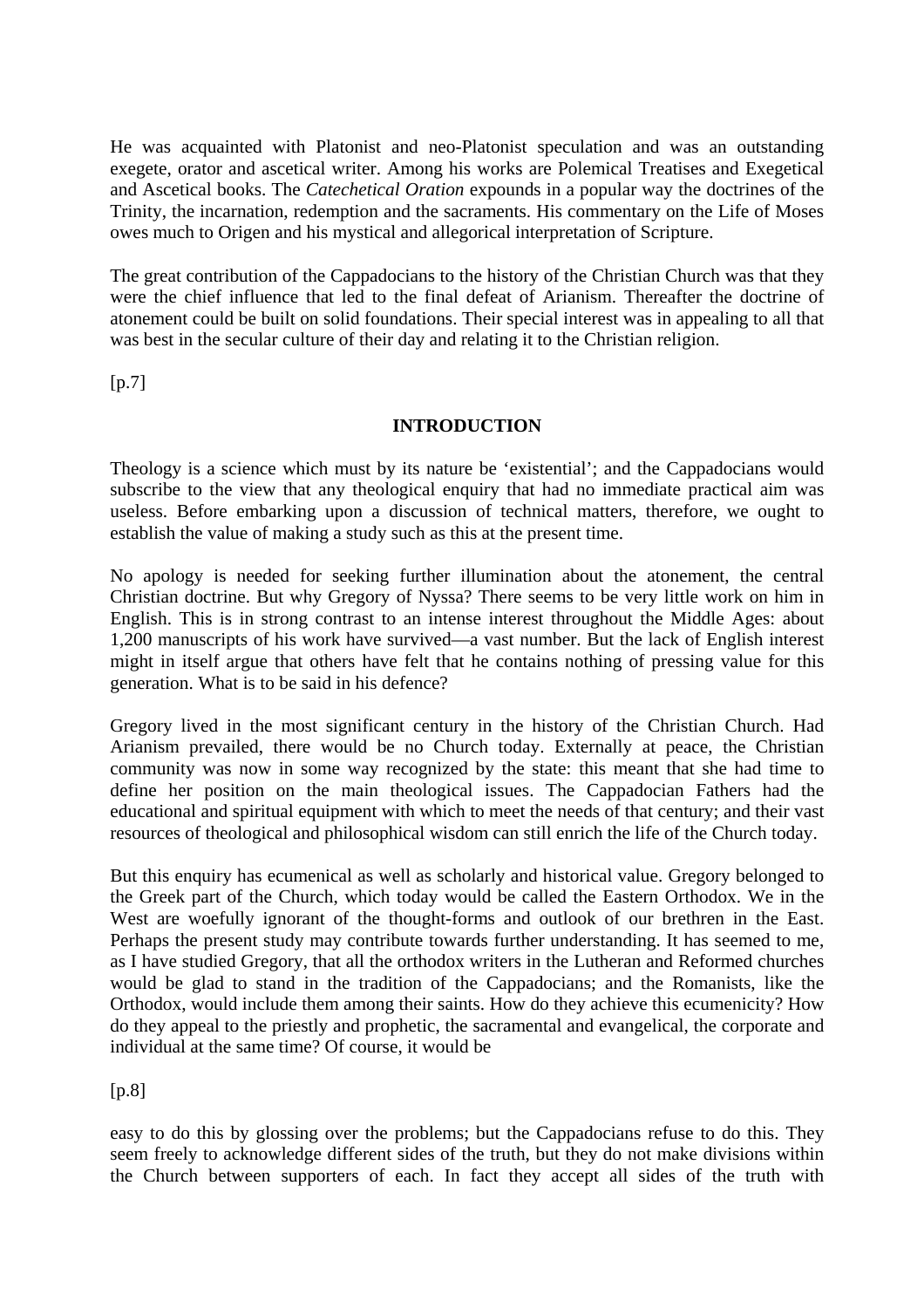He was acquainted with Platonist and neo-Platonist speculation and was an outstanding exegete, orator and ascetical writer. Among his works are Polemical Treatises and Exegetical and Ascetical books. The *Catechetical Oration* expounds in a popular way the doctrines of the Trinity, the incarnation, redemption and the sacraments. His commentary on the Life of Moses owes much to Origen and his mystical and allegorical interpretation of Scripture.

The great contribution of the Cappadocians to the history of the Christian Church was that they were the chief influence that led to the final defeat of Arianism. Thereafter the doctrine of atonement could be built on solid foundations. Their special interest was in appealing to all that was best in the secular culture of their day and relating it to the Christian religion.

[p.7]

## INTRODUCTION

Theology is a science which must by its nature be 'existential'; and the Cappadocians would subscribe to the view that any theological enquiry that had no immediate practical aim was useless. Before embarking upon a discussion of technical matters, therefore, we ought to establish the value of making a study such as this at the present time.

No apology is needed for seeking further illumination about the atonement, the central Christian doctrine. But why Gregory of Nyssa? There seems to be very little work on him in English. This is in strong contrast to an intense interest throughout the Middle Ages: about 1,200 manuscripts of his work have survived—a vast number. But the lack of English interest might in itself argue that others have felt that he contains nothing of pressing value for this generation. What is to be said in his defence?

Gregory lived in the most significant century in the history of the Christian Church. Had Arianism prevailed, there would be no Church today. Externally at peace, the Christian community was now in some way recognized by the state: this meant that she had time to define her position on the main theological issues. The Cappadocian Fathers had the educational and spiritual equipment with which to meet the needs of that century; and their vast resources of theological and philosophical wisdom can still enrich the life of the Church today.

But this enquiry has ecumenical as well as scholarly and historical value. Gregory belonged to the Greek part of the Church, which today would be called the Eastern Orthodox. We in the West are woefully ignorant of the thought-forms and outlook of our brethren in the East. Perhaps the present study may contribute towards further understanding. It has seemed to me, as I have studied Gregory, that all the orthodox writers in the Lutheran and Reformed churches would be glad to stand in the tradition of the Cappadocians; and the Romanists, like the Orthodox, would include them among their saints. How do they achieve this ecumenicity? How do they appeal to the priestly and prophetic, the sacramental and evangelical, the corporate and individual at the same time? Of course, it would be

[p.8]

easy to do this by glossing over the problems; but the Cappadocians refuse to do this. They seem freely to acknowledge different sides of the truth, but they do not make divisions within the Church between supporters of each. In fact they accept all sides of the truth with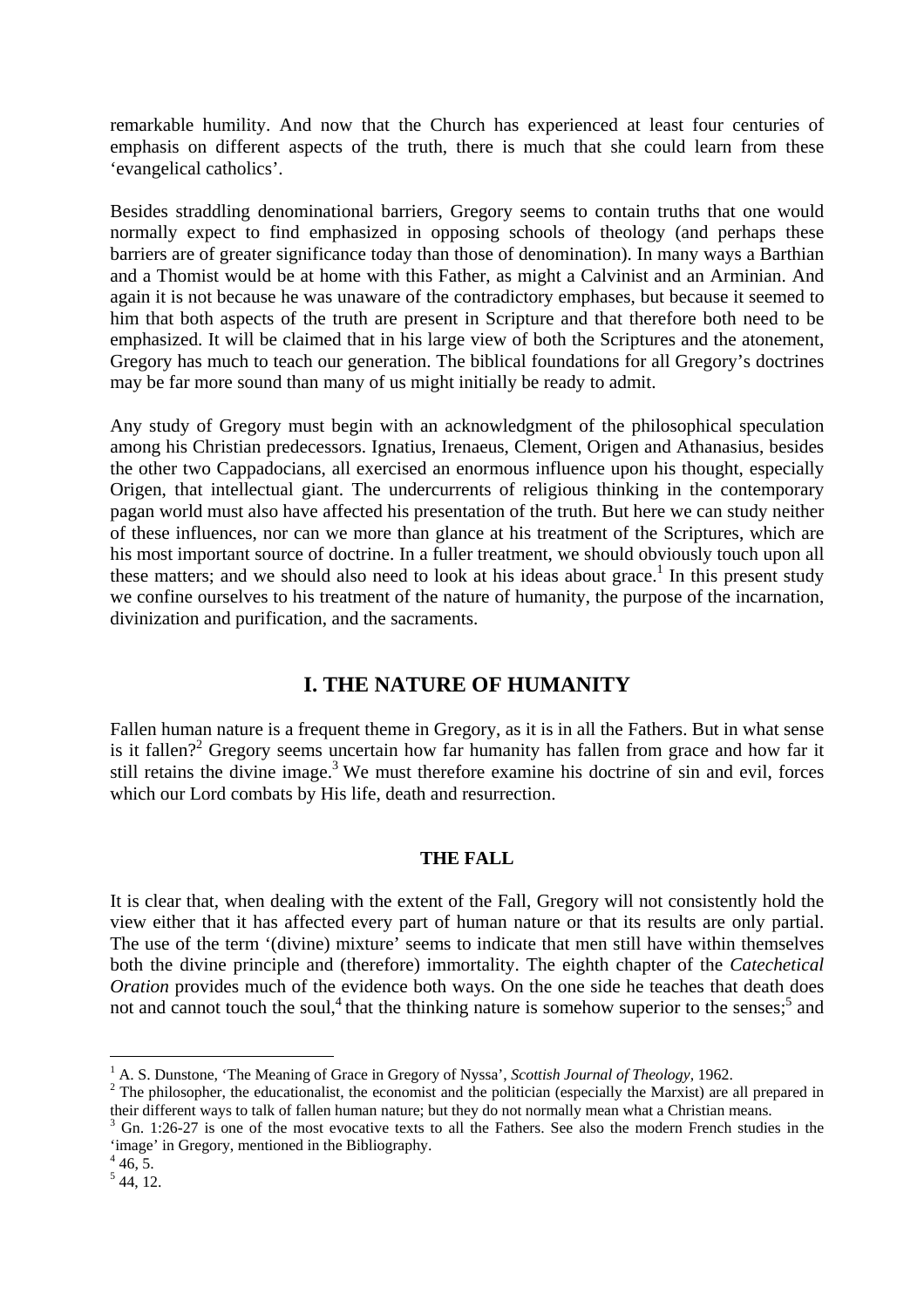remarkable humility. And now that the Church has experienced at least four centuries of emphasis on different aspects of the truth, there is much that she could learn from these 'evangelical catholics'.

Besides straddling denominational barriers, Gregory seems to contain truths that one would normally expect to find emphasized in opposing schools of theology (and perhaps these barriers are of greater significance today than those of denomination). In many ways a Barthian and a Thomist would be at home with this Father, as might a Calvinist and an Arminian. And again it is not because he was unaware of the contradictory emphases, but because it seemed to him that both aspects of the truth are present in Scripture and that therefore both need to be emphasized. It will be claimed that in his large view of both the Scriptures and the atonement, Gregory has much to teach our generation. The biblical foundations for all Gregory's doctrines may be far more sound than many of us might initially be ready to admit.

Any study of Gregory must begin with an acknowledgment of the philosophical speculation among his Christian predecessors. Ignatius, Irenaeus, Clement, Origen and Athanasius, besides the other two Cappadocians, all exercised an enormous influence upon his thought, especially Origen, that intellectual giant. The undercurrents of religious thinking in the contemporary pagan world must also have affected his presentation of the truth. But here we can study neither of these influences, nor can we more than glance at his treatment of the Scriptures, which are his most important source of doctrine. In a fuller treatment, we should obviously touch upon all these matters; and we should also need to look at his ideas about grace.[1] In this present study we confine ourselves to his treatment of the nature of humanity, the purpose of the incarnation, divinization and purification, and the sacraments.

## I. THE NATURE OF HUMANITY

Fallen human nature is a frequent theme in Gregory, as it is in all the Fathers. But in what sense is it fallen?[2] Gregory seems uncertain how far humanity has fallen from grace and how far it still retains the divine image.[3] We must therefore examine his doctrine of sin and evil, forces which our Lord combats by His life, death and resurrection.

### THE FALL

It is clear that, when dealing with the extent of the Fall, Gregory will not consistently hold the view either that it has affected every part of human nature or that its results are only partial. The use of the term '(divine) mixture' seems to indicate that men still have within themselves both the divine principle and (therefore) immortality. The eighth chapter of the *Catechetical Oration* provides much of the evidence both ways. On the one side he teaches that death does not and cannot touch the soul,[4] that the thinking nature is somehow superior to the senses;[5] and

---

[1] A. S. Dunstone, 'The Meaning of Grace in Gregory of Nyssa', *Scottish Journal of Theology*, 1962.

[2] The philosopher, the educationalist, the economist and the politician (especially the Marxist) are all prepared in their different ways to talk of fallen human nature; but they do not normally mean what a Christian means.

[3] Gn. 1:26-27 is one of the most evocative texts to all the Fathers. See also the modern French studies in the 'image' in Gregory, mentioned in the Bibliography.

[4] 46, 5.

[5] 44, 12.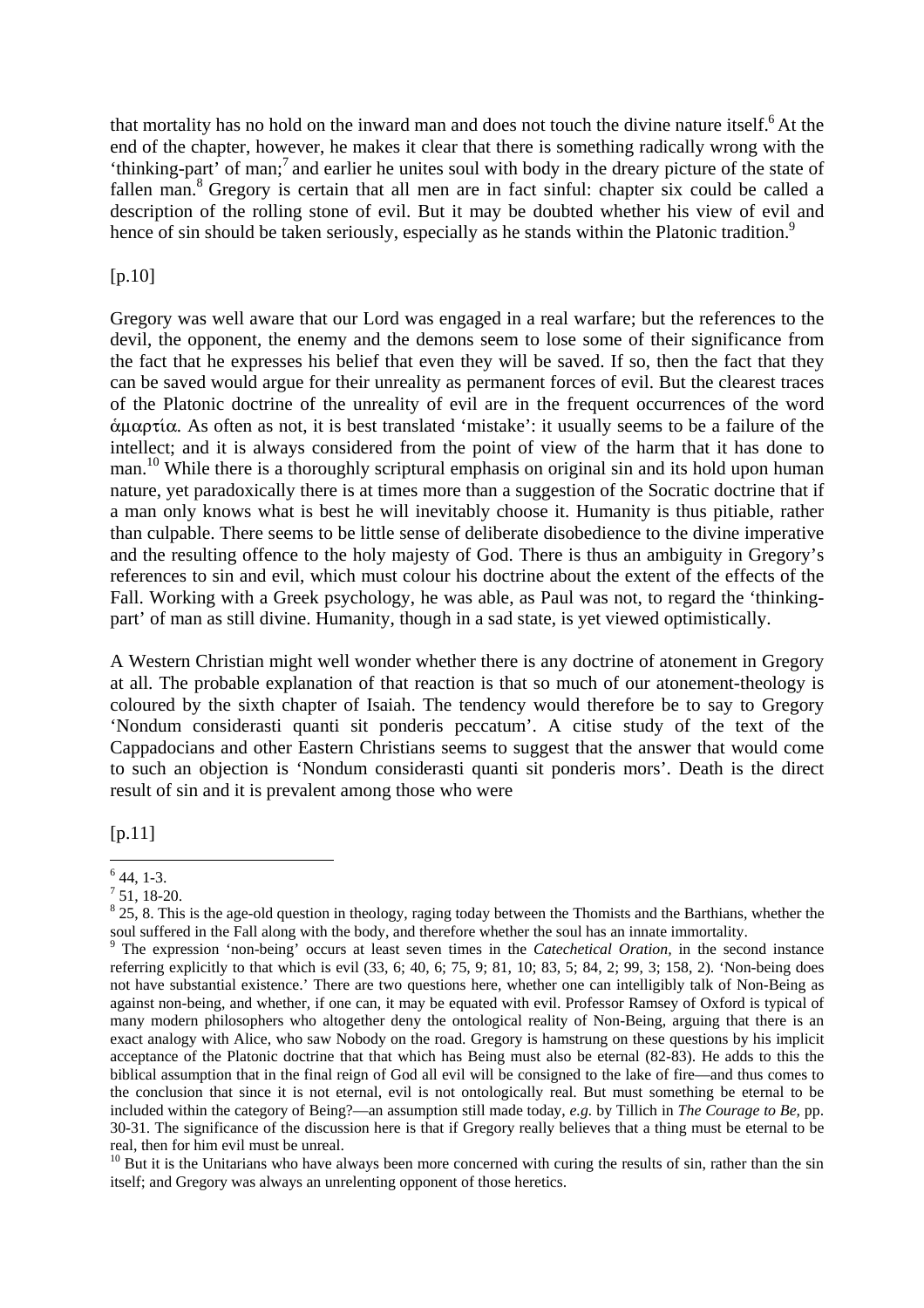that mortality has no hold on the inward man and does not touch the divine nature itself.[6] At the end of the chapter, however, he makes it clear that there is something radically wrong with the 'thinking-part' of man;[7] and earlier he unites soul with body in the dreary picture of the state of fallen man.[8] Gregory is certain that all men are in fact sinful: chapter six could be called a description of the rolling stone of evil. But it may be doubted whether his view of evil and hence of sin should be taken seriously, especially as he stands within the Platonic tradition.[9]

[p.10]

Gregory was well aware that our Lord was engaged in a real warfare; but the references to the devil, the opponent, the enemy and the demons seem to lose some of their significance from the fact that he expresses his belief that even they will be saved. If so, then the fact that they can be saved would argue for their unreality as permanent forces of evil. But the clearest traces of the Platonic doctrine of the unreality of evil are in the frequent occurrences of the word ἁμαρτία. As often as not, it is best translated 'mistake': it usually seems to be a failure of the intellect; and it is always considered from the point of view of the harm that it has done to man.[10] While there is a thoroughly scriptural emphasis on original sin and its hold upon human nature, yet paradoxically there is at times more than a suggestion of the Socratic doctrine that if a man only knows what is best he will inevitably choose it. Humanity is thus pitiable, rather than culpable. There seems to be little sense of deliberate disobedience to the divine imperative and the resulting offence to the holy majesty of God. There is thus an ambiguity in Gregory's references to sin and evil, which must colour his doctrine about the extent of the effects of the Fall. Working with a Greek psychology, he was able, as Paul was not, to regard the 'thinking-part' of man as still divine. Humanity, though in a sad state, is yet viewed optimistically.

A Western Christian might well wonder whether there is any doctrine of atonement in Gregory at all. The probable explanation of that reaction is that so much of our atonement-theology is coloured by the sixth chapter of Isaiah. The tendency would therefore be to say to Gregory 'Nondum considerasti quanti sit ponderis peccatum'. A citise study of the text of the Cappadocians and other Eastern Christians seems to suggest that the answer that would come to such an objection is 'Nondum considerasti quanti sit ponderis mors'. Death is the direct result of sin and it is prevalent among those who were

[p.11]

---

[6] 44, 1-3.

[7] 51, 18-20.

[8] 25, 8. This is the age-old question in theology, raging today between the Thomists and the Barthians, whether the soul suffered in the Fall along with the body, and therefore whether the soul has an innate immortality.

[9] The expression 'non-being' occurs at least seven times in the *Catechetical Oration*, in the second instance referring explicitly to that which is evil (33, 6; 40, 6; 75, 9; 81, 10; 83, 5; 84, 2; 99, 3; 158, 2). 'Non-being does not have substantial existence.' There are two questions here, whether one can intelligibly talk of Non-Being as against non-being, and whether, if one can, it may be equated with evil. Professor Ramsey of Oxford is typical of many modern philosophers who altogether deny the ontological reality of Non-Being, arguing that there is an exact analogy with Alice, who saw Nobody on the road. Gregory is hamstrung on these questions by his implicit acceptance of the Platonic doctrine that that which has Being must also be eternal (82-83). He adds to this the biblical assumption that in the final reign of God all evil will be consigned to the lake of fire—and thus comes to the conclusion that since it is not eternal, evil is not ontologically real. But must something be eternal to be included within the category of Being?—an assumption still made today, *e.g.* by Tillich in *The Courage to Be*, pp. 30-31. The significance of the discussion here is that if Gregory really believes that a thing must be eternal to be real, then for him evil must be unreal.

[10] But it is the Unitarians who have always been more concerned with curing the results of sin, rather than the sin itself; and Gregory was always an unrelenting opponent of those heretics.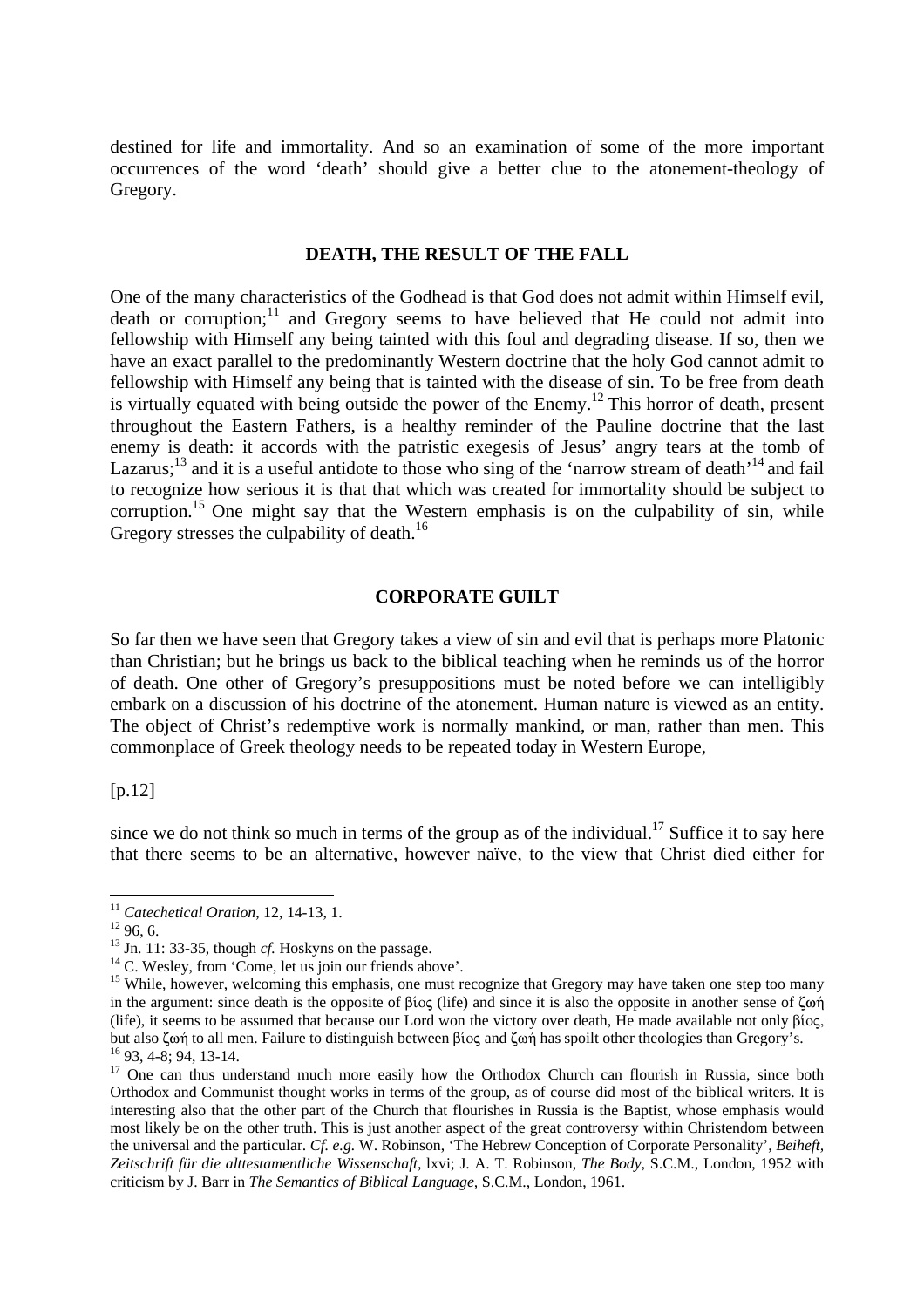destined for life and immortality. And so an examination of some of the more important occurrences of the word 'death' should give a better clue to the atonement-theology of Gregory.

## DEATH, THE RESULT OF THE FALL

One of the many characteristics of the Godhead is that God does not admit within Himself evil, death or corruption;[11] and Gregory seems to have believed that He could not admit into fellowship with Himself any being tainted with this foul and degrading disease. If so, then we have an exact parallel to the predominantly Western doctrine that the holy God cannot admit to fellowship with Himself any being that is tainted with the disease of sin. To be free from death is virtually equated with being outside the power of the Enemy.[12] This horror of death, present throughout the Eastern Fathers, is a healthy reminder of the Pauline doctrine that the last enemy is death: it accords with the patristic exegesis of Jesus' angry tears at the tomb of Lazarus;[13] and it is a useful antidote to those who sing of the 'narrow stream of death'[14] and fail to recognize how serious it is that that which was created for immortality should be subject to corruption.[15] One might say that the Western emphasis is on the culpability of sin, while Gregory stresses the culpability of death.[16]

## CORPORATE GUILT

So far then we have seen that Gregory takes a view of sin and evil that is perhaps more Platonic than Christian; but he brings us back to the biblical teaching when he reminds us of the horror of death. One other of Gregory's presuppositions must be noted before we can intelligibly embark on a discussion of his doctrine of the atonement. Human nature is viewed as an entity. The object of Christ's redemptive work is normally mankind, or man, rather than men. This commonplace of Greek theology needs to be repeated today in Western Europe,

[p.12]

since we do not think so much in terms of the group as of the individual.[17] Suffice it to say here that there seems to be an alternative, however naïve, to the view that Christ died either for

---

[11] *Catechetical Oration*, 12, 14-13, 1.

[12] 96, 6.

[13] Jn. 11: 33-35, though *cf.* Hoskyns on the passage.

[14] C. Wesley, from 'Come, let us join our friends above'.

[15] While, however, welcoming this emphasis, one must recognize that Gregory may have taken one step too many in the argument: since death is the opposite of βίος (life) and since it is also the opposite in another sense of ζωή (life), it seems to be assumed that because our Lord won the victory over death, He made available not only βίος, but also ζωή to all men. Failure to distinguish between βίος and ζωή has spoilt other theologies than Gregory's.

[16] 93, 4-8; 94, 13-14.

[17] One can thus understand much more easily how the Orthodox Church can flourish in Russia, since both Orthodox and Communist thought works in terms of the group, as of course did most of the biblical writers. It is interesting also that the other part of the Church that flourishes in Russia is the Baptist, whose emphasis would most likely be on the other truth. This is just another aspect of the great controversy within Christendom between the universal and the particular. *Cf. e.g.* W. Robinson, 'The Hebrew Conception of Corporate Personality', *Beiheft, Zeitschrift für die alttestamentliche Wissenschaft*, lxvi; J. A. T. Robinson, *The Body*, S.C.M., London, 1952 with criticism by J. Barr in *The Semantics of Biblical Language*, S.C.M., London, 1961.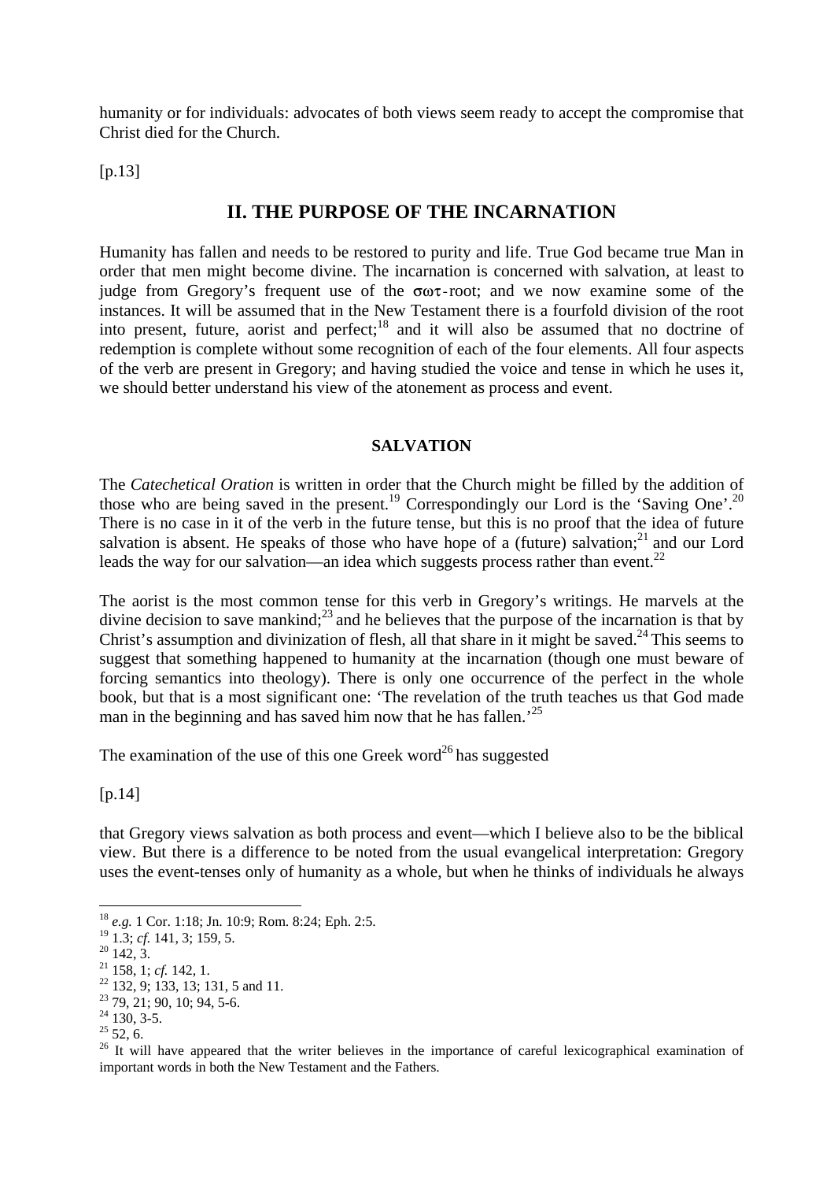humanity or for individuals: advocates of both views seem ready to accept the compromise that Christ died for the Church.

[p.13]

## II. THE PURPOSE OF THE INCARNATION

Humanity has fallen and needs to be restored to purity and life. True God became true Man in order that men might become divine. The incarnation is concerned with salvation, at least to judge from Gregory's frequent use of the σωτ-root; and we now examine some of the instances. It will be assumed that in the New Testament there is a fourfold division of the root into present, future, aorist and perfect;[18] and it will also be assumed that no doctrine of redemption is complete without some recognition of each of the four elements. All four aspects of the verb are present in Gregory; and having studied the voice and tense in which he uses it, we should better understand his view of the atonement as process and event.

### SALVATION

The *Catechetical Oration* is written in order that the Church might be filled by the addition of those who are being saved in the present.[19] Correspondingly our Lord is the 'Saving One'.[20] There is no case in it of the verb in the future tense, but this is no proof that the idea of future salvation is absent. He speaks of those who have hope of a (future) salvation;[21] and our Lord leads the way for our salvation—an idea which suggests process rather than event.[22]

The aorist is the most common tense for this verb in Gregory's writings. He marvels at the divine decision to save mankind;[23] and he believes that the purpose of the incarnation is that by Christ's assumption and divinization of flesh, all that share in it might be saved.[24] This seems to suggest that something happened to humanity at the incarnation (though one must beware of forcing semantics into theology). There is only one occurrence of the perfect in the whole book, but that is a most significant one: 'The revelation of the truth teaches us that God made man in the beginning and has saved him now that he has fallen.'[25]

The examination of the use of this one Greek word[26] has suggested

[p.14]

that Gregory views salvation as both process and event—which I believe also to be the biblical view. But there is a difference to be noted from the usual evangelical interpretation: Gregory uses the event-tenses only of humanity as a whole, but when he thinks of individuals he always

---

[18] *e.g.* 1 Cor. 1:18; Jn. 10:9; Rom. 8:24; Eph. 2:5.

[19] 1.3; *cf.* 141, 3; 159, 5.

[20] 142, 3.

[21] 158, 1; *cf.* 142, 1.

[22] 132, 9; 133, 13; 131, 5 and 11.

[23] 79, 21; 90, 10; 94, 5-6.

[24] 130, 3-5.

[25] 52, 6.

[26] It will have appeared that the writer believes in the importance of careful lexicographical examination of important words in both the New Testament and the Fathers.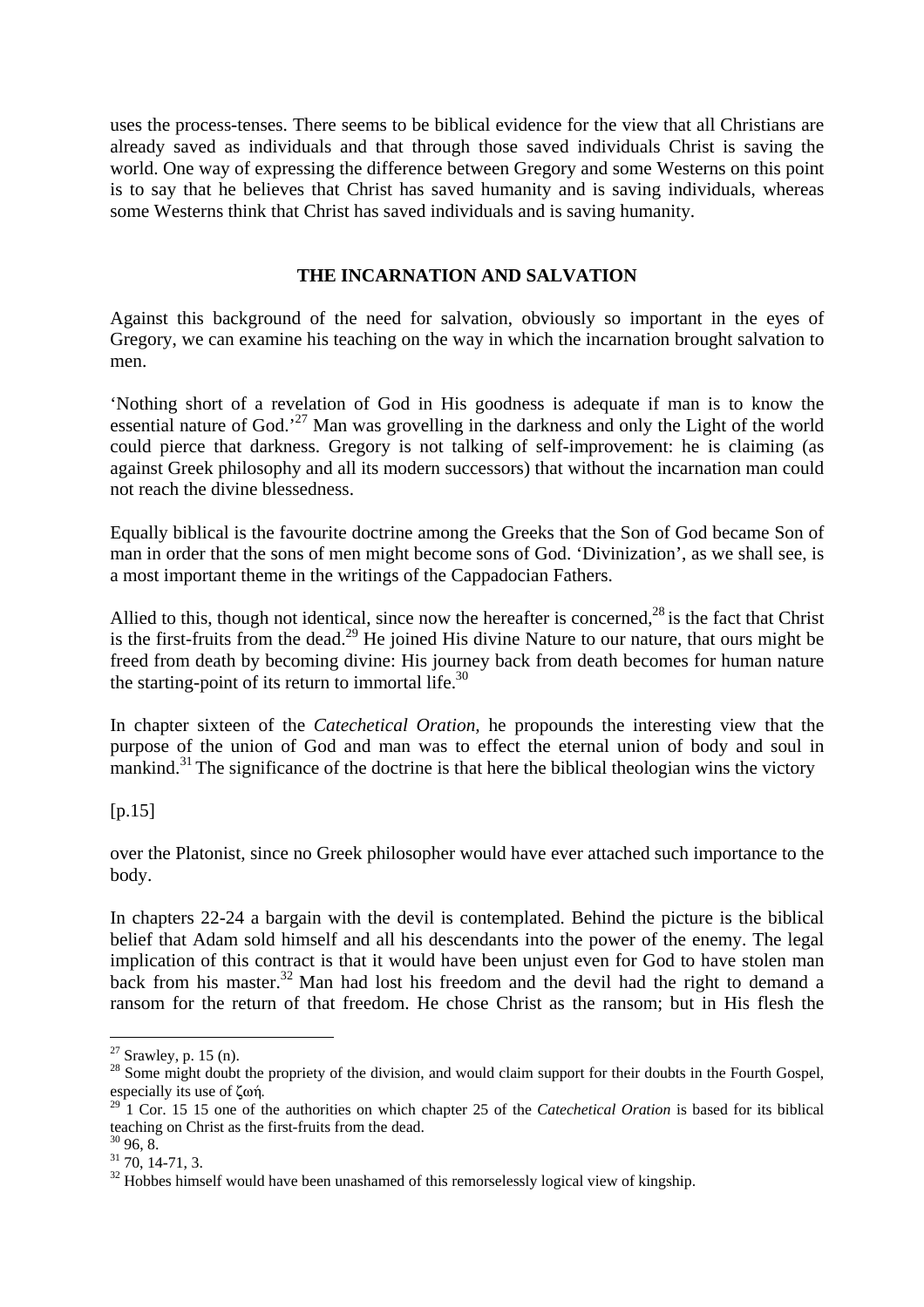uses the process-tenses. There seems to be biblical evidence for the view that all Christians are already saved as individuals and that through those saved individuals Christ is saving the world. One way of expressing the difference between Gregory and some Westerns on this point is to say that he believes that Christ has saved humanity and is saving individuals, whereas some Westerns think that Christ has saved individuals and is saving humanity.

## THE INCARNATION AND SALVATION

Against this background of the need for salvation, obviously so important in the eyes of Gregory, we can examine his teaching on the way in which the incarnation brought salvation to men.

'Nothing short of a revelation of God in His goodness is adequate if man is to know the essential nature of God.'[27] Man was grovelling in the darkness and only the Light of the world could pierce that darkness. Gregory is not talking of self-improvement: he is claiming (as against Greek philosophy and all its modern successors) that without the incarnation man could not reach the divine blessedness.

Equally biblical is the favourite doctrine among the Greeks that the Son of God became Son of man in order that the sons of men might become sons of God. 'Divinization', as we shall see, is a most important theme in the writings of the Cappadocian Fathers.

Allied to this, though not identical, since now the hereafter is concerned,[28] is the fact that Christ is the first-fruits from the dead.[29] He joined His divine Nature to our nature, that ours might be freed from death by becoming divine: His journey back from death becomes for human nature the starting-point of its return to immortal life.[30]

In chapter sixteen of the *Catechetical Oration,* he propounds the interesting view that the purpose of the union of God and man was to effect the eternal union of body and soul in mankind.[31] The significance of the doctrine is that here the biblical theologian wins the victory

[p.15]

over the Platonist, since no Greek philosopher would have ever attached such importance to the body.

In chapters 22-24 a bargain with the devil is contemplated. Behind the picture is the biblical belief that Adam sold himself and all his descendants into the power of the enemy. The legal implication of this contract is that it would have been unjust even for God to have stolen man back from his master.[32] Man had lost his freedom and the devil had the right to demand a ransom for the return of that freedom. He chose Christ as the ransom; but in His flesh the

---

[27] Srawley, p. 15 (n).

[28] Some might doubt the propriety of the division, and would claim support for their doubts in the Fourth Gospel, especially its use of ζωή.

[29] 1 Cor. 15 15 one of the authorities on which chapter 25 of the *Catechetical Oration* is based for its biblical teaching on Christ as the first-fruits from the dead.

[30] 96, 8.

[31] 70, 14-71, 3.

[32] Hobbes himself would have been unashamed of this remorselessly logical view of kingship.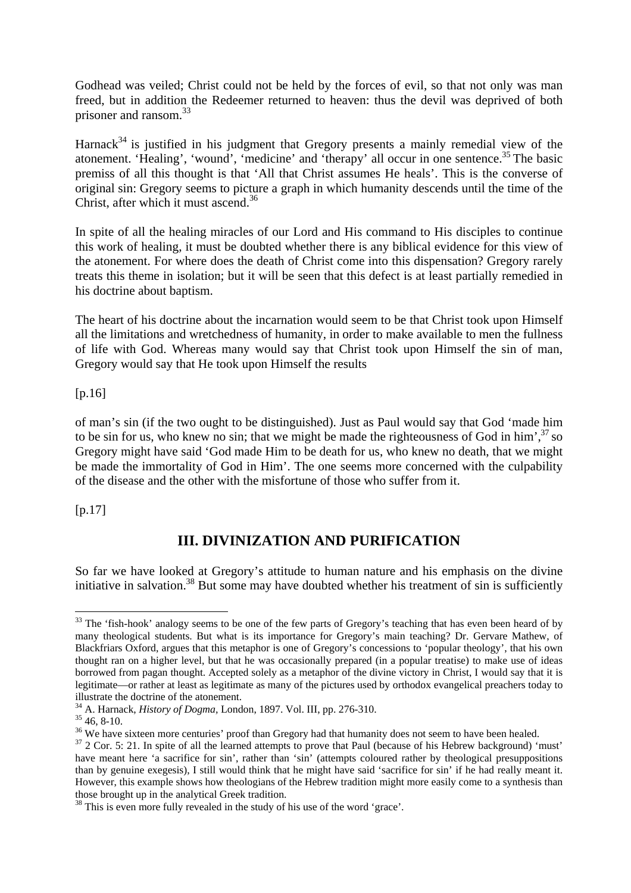Godhead was veiled; Christ could not be held by the forces of evil, so that not only was man freed, but in addition the Redeemer returned to heaven: thus the devil was deprived of both prisoner and ransom.[33]

Harnack[34] is justified in his judgment that Gregory presents a mainly remedial view of the atonement. 'Healing', 'wound', 'medicine' and 'therapy' all occur in one sentence.[35] The basic premiss of all this thought is that 'All that Christ assumes He heals'. This is the converse of original sin: Gregory seems to picture a graph in which humanity descends until the time of the Christ, after which it must ascend.[36]

In spite of all the healing miracles of our Lord and His command to His disciples to continue this work of healing, it must be doubted whether there is any biblical evidence for this view of the atonement. For where does the death of Christ come into this dispensation? Gregory rarely treats this theme in isolation; but it will be seen that this defect is at least partially remedied in his doctrine about baptism.

The heart of his doctrine about the incarnation would seem to be that Christ took upon Himself all the limitations and wretchedness of humanity, in order to make available to men the fullness of life with God. Whereas many would say that Christ took upon Himself the sin of man, Gregory would say that He took upon Himself the results

[p.16]

of man's sin (if the two ought to be distinguished). Just as Paul would say that God 'made him to be sin for us, who knew no sin; that we might be made the righteousness of God in him',[37] so Gregory might have said 'God made Him to be death for us, who knew no death, that we might be made the immortality of God in Him'. The one seems more concerned with the culpability of the disease and the other with the misfortune of those who suffer from it.

[p.17]

## III. DIVINIZATION AND PURIFICATION

So far we have looked at Gregory's attitude to human nature and his emphasis on the divine initiative in salvation.[38] But some may have doubted whether his treatment of sin is sufficiently

---

[33] The 'fish-hook' analogy seems to be one of the few parts of Gregory's teaching that has even been heard of by many theological students. But what is its importance for Gregory's main teaching? Dr. Gervare Mathew, of Blackfriars Oxford, argues that this metaphor is one of Gregory's concessions to 'popular theology', that his own thought ran on a higher level, but that he was occasionally prepared (in a popular treatise) to make use of ideas borrowed from pagan thought. Accepted solely as a metaphor of the divine victory in Christ, I would say that it is legitimate—or rather at least as legitimate as many of the pictures used by orthodox evangelical preachers today to illustrate the doctrine of the atonement.

[34] A. Harnack, *History of Dogma*, London, 1897. Vol. III, pp. 276-310.

[35] 46, 8-10.

[36] We have sixteen more centuries' proof than Gregory had that humanity does not seem to have been healed.

[37] 2 Cor. 5: 21. In spite of all the learned attempts to prove that Paul (because of his Hebrew background) 'must' have meant here 'a sacrifice for sin', rather than 'sin' (attempts coloured rather by theological presuppositions than by genuine exegesis), I still would think that he might have said 'sacrifice for sin' if he had really meant it. However, this example shows how theologians of the Hebrew tradition might more easily come to a synthesis than those brought up in the analytical Greek tradition.

[38] This is even more fully revealed in the study of his use of the word 'grace'.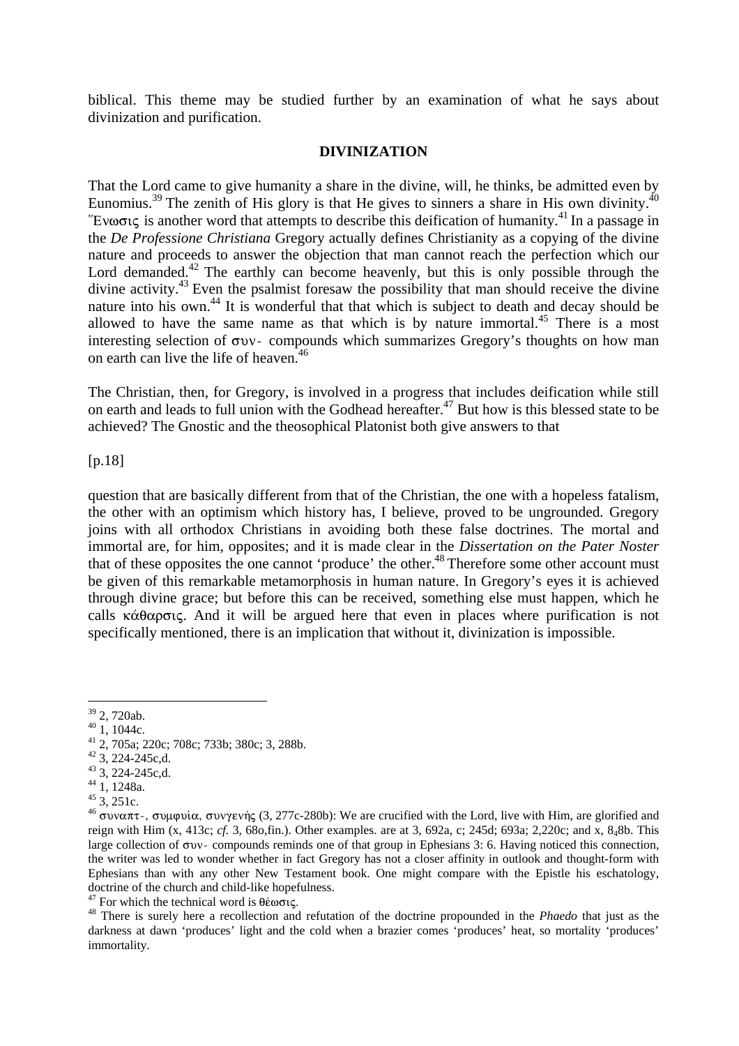biblical. This theme may be studied further by an examination of what he says about divinization and purification.

## DIVINIZATION

That the Lord came to give humanity a share in the divine, will, he thinks, be admitted even by Eunomius.[39] The zenith of His glory is that He gives to sinners a share in His own divinity.[40] Ἕνωσις is another word that attempts to describe this deification of humanity.[41] In a passage in the *De Professione Christiana* Gregory actually defines Christianity as a copying of the divine nature and proceeds to answer the objection that man cannot reach the perfection which our Lord demanded.[42] The earthly can become heavenly, but this is only possible through the divine activity.[43] Even the psalmist foresaw the possibility that man should receive the divine nature into his own.[44] It is wonderful that that which is subject to death and decay should be allowed to have the same name as that which is by nature immortal.[45] There is a most interesting selection of συν- compounds which summarizes Gregory's thoughts on how man on earth can live the life of heaven.[46]

The Christian, then, for Gregory, is involved in a progress that includes deification while still on earth and leads to full union with the Godhead hereafter.[47] But how is this blessed state to be achieved? The Gnostic and the theosophical Platonist both give answers to that

[p.18]

question that are basically different from that of the Christian, the one with a hopeless fatalism, the other with an optimism which history has, I believe, proved to be ungrounded. Gregory joins with all orthodox Christians in avoiding both these false doctrines. The mortal and immortal are, for him, opposites; and it is made clear in the *Dissertation on the Pater Noster* that of these opposites the one cannot 'produce' the other.[48] Therefore some other account must be given of this remarkable metamorphosis in human nature. In Gregory's eyes it is achieved through divine grace; but before this can be received, something else must happen, which he calls κάθαρσις. And it will be argued here that even in places where purification is not specifically mentioned, there is an implication that without it, divinization is impossible.

---

[39] 2, 720ab.

[40] 1, 1044c.

[41] 2, 705a; 220c; 708c; 733b; 380c; 3, 288b.

[42] 3, 224-245c,d.

[43] 3, 224-245c,d.

[44] 1, 1248a.

[45] 3, 251c.

[46] συναπτ-, συμφυία, συγγενής (3, 277c-280b): We are crucified with the Lord, live with Him, are glorified and reign with Him (x, 413c; *cf.* 3, 68o,fin.). Other examples. are at 3, 692a, c; 245d; 693a; 2,220c; and x, $8_4$8b. This large collection of συν- compounds reminds one of that group in Ephesians 3: 6. Having noticed this connection, the writer was led to wonder whether in fact Gregory has not a closer affinity in outlook and thought-form with Ephesians than with any other New Testament book. One might compare with the Epistle his eschatology, doctrine of the church and child-like hopefulness.

[47] For which the technical word is θέωσις.

[48] There is surely here a recollection and refutation of the doctrine propounded in the *Phaedo* that just as the darkness at dawn 'produces' light and the cold when a brazier comes 'produces' heat, so mortality 'produces' immortality.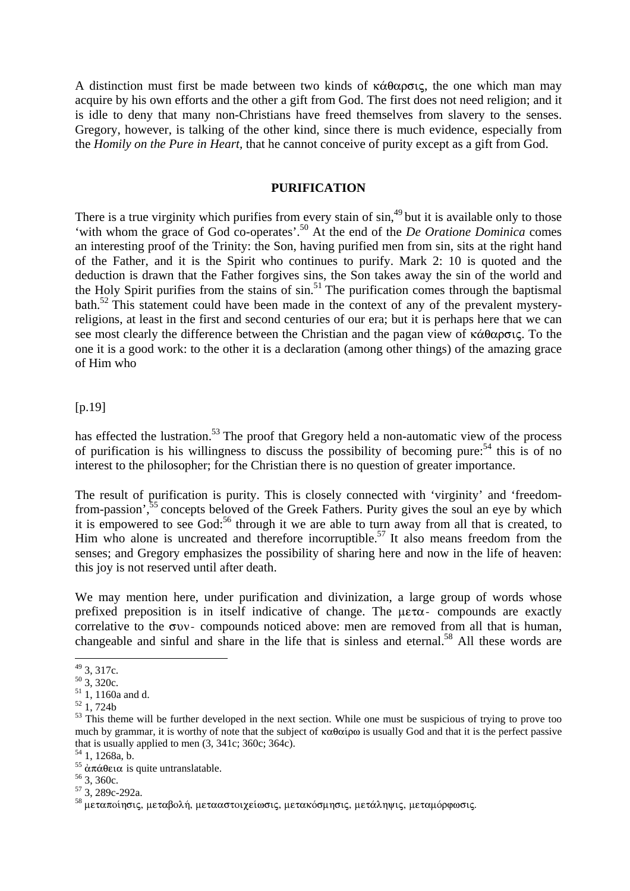A distinction must first be made between two kinds of κάθαρσις, the one which man may acquire by his own efforts and the other a gift from God. The first does not need religion; and it is idle to deny that many non-Christians have freed themselves from slavery to the senses. Gregory, however, is talking of the other kind, since there is much evidence, especially from the *Homily on the Pure in Heart*, that he cannot conceive of purity except as a gift from God.

## PURIFICATION

There is a true virginity which purifies from every stain of sin,[49] but it is available only to those 'with whom the grace of God co-operates'.[50] At the end of the *De Oratione Dominica* comes an interesting proof of the Trinity: the Son, having purified men from sin, sits at the right hand of the Father, and it is the Spirit who continues to purify. Mark 2: 10 is quoted and the deduction is drawn that the Father forgives sins, the Son takes away the sin of the world and the Holy Spirit purifies from the stains of sin.[51] The purification comes through the baptismal bath.[52] This statement could have been made in the context of any of the prevalent mystery-religions, at least in the first and second centuries of our era; but it is perhaps here that we can see most clearly the difference between the Christian and the pagan view of κάθαρσις. To the one it is a good work: to the other it is a declaration (among other things) of the amazing grace of Him who

[p.19]

has effected the lustration.[53] The proof that Gregory held a non-automatic view of the process of purification is his willingness to discuss the possibility of becoming pure:[54] this is of no interest to the philosopher; for the Christian there is no question of greater importance.

The result of purification is purity. This is closely connected with 'virginity' and 'freedom-from-passion',[55] concepts beloved of the Greek Fathers. Purity gives the soul an eye by which it is empowered to see God:[56] through it we are able to turn away from all that is created, to Him who alone is uncreated and therefore incorruptible.[57] It also means freedom from the senses; and Gregory emphasizes the possibility of sharing here and now in the life of heaven: this joy is not reserved until after death.

We may mention here, under purification and divinization, a large group of words whose prefixed preposition is in itself indicative of change. The μετα- compounds are exactly correlative to the συν- compounds noticed above: men are removed from all that is human, changeable and sinful and share in the life that is sinless and eternal.[58] All these words are

---

[49] 3, 317c.

[50] 3, 320c.

[51] 1, 1160a and d.

[52] 1, 724b

[53] This theme will be further developed in the next section. While one must be suspicious of trying to prove too much by grammar, it is worthy of note that the subject of καθαίρω is usually God and that it is the perfect passive that is usually applied to men (3, 341c; 360c; 364c).

[54] 1, 1268a, b.

[55] ἀπάθεια is quite untranslatable.

[56] 3, 360c.

[57] 3, 289c-292a.

[58] μεταποίησις, μεταβολή, μεταστοιχείωσις, μετακόσμησις, μετάληψις, μεταμόρφωσις.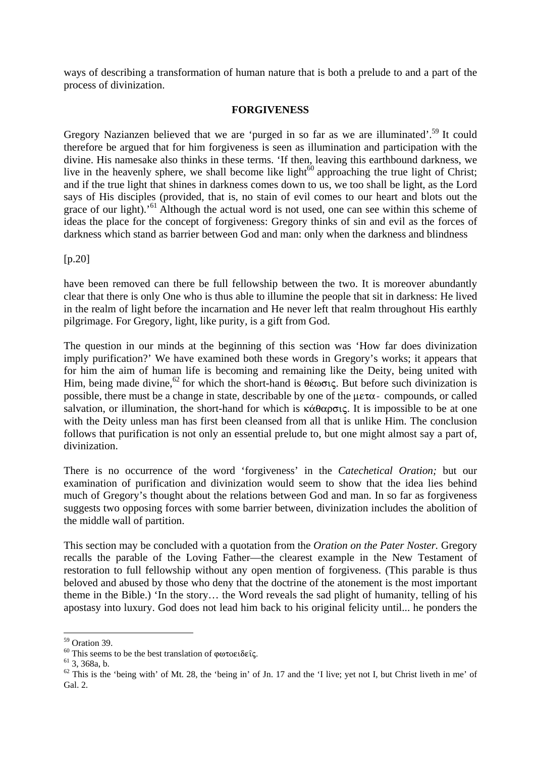ways of describing a transformation of human nature that is both a prelude to and a part of the process of divinization.

## FORGIVENESS

Gregory Nazianzen believed that we are 'purged in so far as we are illuminated'.[59] It could therefore be argued that for him forgiveness is seen as illumination and participation with the divine. His namesake also thinks in these terms. 'If then, leaving this earthbound darkness, we live in the heavenly sphere, we shall become like light[60] approaching the true light of Christ; and if the true light that shines in darkness comes down to us, we too shall be light, as the Lord says of His disciples (provided, that is, no stain of evil comes to our heart and blots out the grace of our light).'[61] Although the actual word is not used, one can see within this scheme of ideas the place for the concept of forgiveness: Gregory thinks of sin and evil as the forces of darkness which stand as barrier between God and man: only when the darkness and blindness

[p.20]

have been removed can there be full fellowship between the two. It is moreover abundantly clear that there is only One who is thus able to illumine the people that sit in darkness: He lived in the realm of light before the incarnation and He never left that realm throughout His earthly pilgrimage. For Gregory, light, like purity, is a gift from God.

The question in our minds at the beginning of this section was 'How far does divinization imply purification?' We have examined both these words in Gregory's works; it appears that for him the aim of human life is becoming and remaining like the Deity, being united with Him, being made divine,[62] for which the short-hand is θέωσις. But before such divinization is possible, there must be a change in state, describable by one of the μετα- compounds, or called salvation, or illumination, the short-hand for which is κάθαρσις. It is impossible to be at one with the Deity unless man has first been cleansed from all that is unlike Him. The conclusion follows that purification is not only an essential prelude to, but one might almost say a part of, divinization.

There is no occurrence of the word 'forgiveness' in the *Catechetical Oration;* but our examination of purification and divinization would seem to show that the idea lies behind much of Gregory's thought about the relations between God and man. In so far as forgiveness suggests two opposing forces with some barrier between, divinization includes the abolition of the middle wall of partition.

This section may be concluded with a quotation from the *Oration on the Pater Noster.* Gregory recalls the parable of the Loving Father—the clearest example in the New Testament of restoration to full fellowship without any open mention of forgiveness. (This parable is thus beloved and abused by those who deny that the doctrine of the atonement is the most important theme in the Bible.) 'In the story… the Word reveals the sad plight of humanity, telling of his apostasy into luxury. God does not lead him back to his original felicity until... he ponders the

---

[59] Oration 39.

[60] This seems to be the best translation of φωτοειδεῖς.

[61] 3, 368a, b.

[62] This is the 'being with' of Mt. 28, the 'being in' of Jn. 17 and the 'I live; yet not I, but Christ liveth in me' of Gal. 2.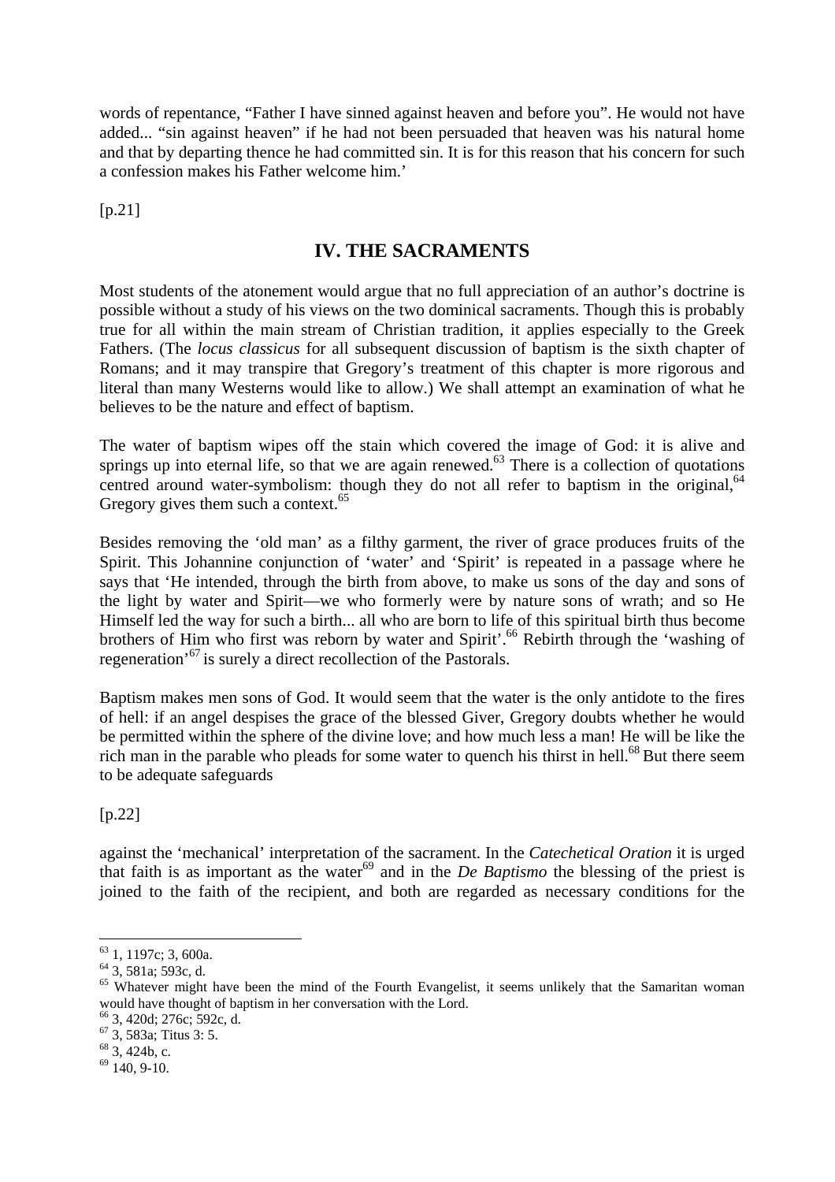words of repentance, "Father I have sinned against heaven and before you". He would not have added... "sin against heaven" if he had not been persuaded that heaven was his natural home and that by departing thence he had committed sin. It is for this reason that his concern for such a confession makes his Father welcome him.'

[p.21]

## IV. THE SACRAMENTS

Most students of the atonement would argue that no full appreciation of an author's doctrine is possible without a study of his views on the two dominical sacraments. Though this is probably true for all within the main stream of Christian tradition, it applies especially to the Greek Fathers. (The *locus classicus* for all subsequent discussion of baptism is the sixth chapter of Romans; and it may transpire that Gregory's treatment of this chapter is more rigorous and literal than many Westerns would like to allow.) We shall attempt an examination of what he believes to be the nature and effect of baptism.

The water of baptism wipes off the stain which covered the image of God: it is alive and springs up into eternal life, so that we are again renewed.[63] There is a collection of quotations centred around water-symbolism: though they do not all refer to baptism in the original,[64] Gregory gives them such a context.[65]

Besides removing the 'old man' as a filthy garment, the river of grace produces fruits of the Spirit. This Johannine conjunction of 'water' and 'Spirit' is repeated in a passage where he says that 'He intended, through the birth from above, to make us sons of the day and sons of the light by water and Spirit—we who formerly were by nature sons of wrath; and so He Himself led the way for such a birth... all who are born to life of this spiritual birth thus become brothers of Him who first was reborn by water and Spirit'.[66] Rebirth through the 'washing of regeneration'[67] is surely a direct recollection of the Pastorals.

Baptism makes men sons of God. It would seem that the water is the only antidote to the fires of hell: if an angel despises the grace of the blessed Giver, Gregory doubts whether he would be permitted within the sphere of the divine love; and how much less a man! He will be like the rich man in the parable who pleads for some water to quench his thirst in hell.[68] But there seem to be adequate safeguards

[p.22]

against the 'mechanical' interpretation of the sacrament. In the *Catechetical Oration* it is urged that faith is as important as the water[69] and in the *De Baptismo* the blessing of the priest is joined to the faith of the recipient, and both are regarded as necessary conditions for the

---

[63] 1, 1197c; 3, 600a.

[64] 3, 581a; 593c, d.

[65] Whatever might have been the mind of the Fourth Evangelist, it seems unlikely that the Samaritan woman would have thought of baptism in her conversation with the Lord.

[66] 3, 420d; 276c; 592c, d.

[67] 3, 583a; Titus 3: 5.

[68] 3, 424b, c.

[69] 140, 9-10.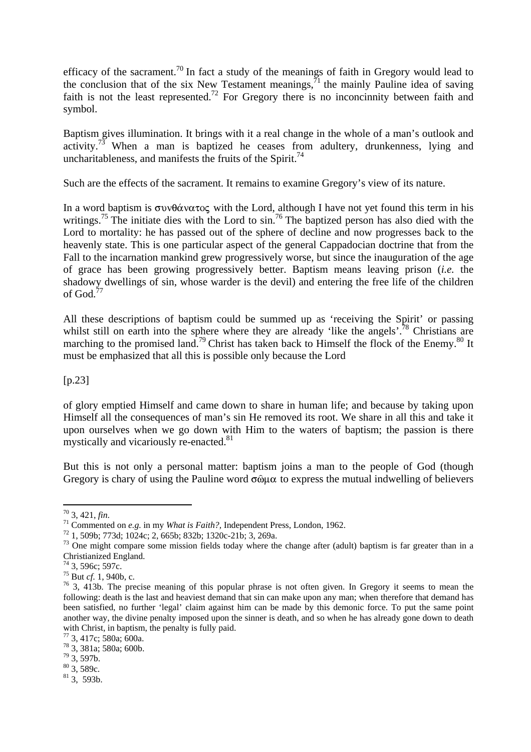efficacy of the sacrament.[70] In fact a study of the meanings of faith in Gregory would lead to the conclusion that of the six New Testament meanings,[71] the mainly Pauline idea of saving faith is not the least represented.[72] For Gregory there is no inconcinnity between faith and symbol.

Baptism gives illumination. It brings with it a real change in the whole of a man's outlook and activity.[73] When a man is baptized he ceases from adultery, drunkenness, lying and uncharitableness, and manifests the fruits of the Spirit.[74]

Such are the effects of the sacrament. It remains to examine Gregory's view of its nature.

In a word baptism is συνθάνατος with the Lord, although I have not yet found this term in his writings.[75] The initiate dies with the Lord to sin.[76] The baptized person has also died with the Lord to mortality: he has passed out of the sphere of decline and now progresses back to the heavenly state. This is one particular aspect of the general Cappadocian doctrine that from the Fall to the incarnation mankind grew progressively worse, but since the inauguration of the age of grace has been growing progressively better. Baptism means leaving prison (*i.e.* the shadowy dwellings of sin, whose warder is the devil) and entering the free life of the children of God.[77]

All these descriptions of baptism could be summed up as 'receiving the Spirit' or passing whilst still on earth into the sphere where they are already 'like the angels'.[78] Christians are marching to the promised land.[79] Christ has taken back to Himself the flock of the Enemy.[80] It must be emphasized that all this is possible only because the Lord

[p.23]

of glory emptied Himself and came down to share in human life; and because by taking upon Himself all the consequences of man's sin He removed its root. We share in all this and take it upon ourselves when we go down with Him to the waters of baptism; the passion is there mystically and vicariously re-enacted.[81]

But this is not only a personal matter: baptism joins a man to the people of God (though Gregory is chary of using the Pauline word σῶμα to express the mutual indwelling of believers

---

[70] 3, 421, *fin.*

[71] Commented on *e.g.* in my *What is Faith?,* Independent Press, London, 1962.

[72] 1, 509b; 773d; 1024c; 2, 665b; 832b; 1320c-21b; 3, 269a.

[73] One might compare some mission fields today where the change after (adult) baptism is far greater than in a Christianized England.

[74] 3, 596c; 597c.

[75] But *cf.* 1, 940b, c.

[76] 3, 413b. The precise meaning of this popular phrase is not often given. In Gregory it seems to mean the following: death is the last and heaviest demand that sin can make upon any man; when therefore that demand has been satisfied, no further 'legal' claim against him can be made by this demonic force. To put the same point another way, the divine penalty imposed upon the sinner is death, and so when he has already gone down to death with Christ, in baptism, the penalty is fully paid.

[77] 3, 417c; 580a; 600a.

[78] 3, 381a; 580a; 600b.

[79] 3, 597b.

[80] 3, 589c.

[81] 3, 593b.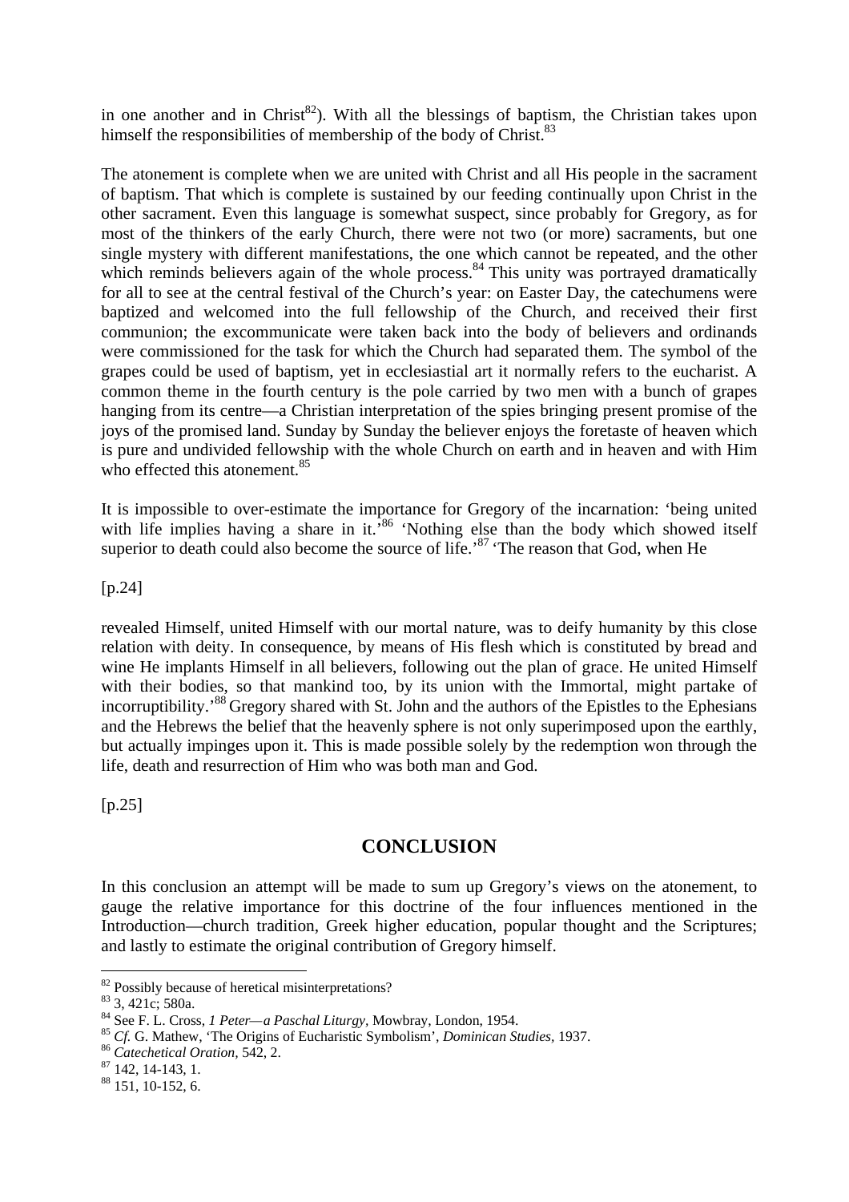in one another and in Christ[82]). With all the blessings of baptism, the Christian takes upon himself the responsibilities of membership of the body of Christ.[83]

The atonement is complete when we are united with Christ and all His people in the sacrament of baptism. That which is complete is sustained by our feeding continually upon Christ in the other sacrament. Even this language is somewhat suspect, since probably for Gregory, as for most of the thinkers of the early Church, there were not two (or more) sacraments, but one single mystery with different manifestations, the one which cannot be repeated, and the other which reminds believers again of the whole process.[84] This unity was portrayed dramatically for all to see at the central festival of the Church's year: on Easter Day, the catechumens were baptized and welcomed into the full fellowship of the Church, and received their first communion; the excommunicate were taken back into the body of believers and ordinands were commissioned for the task for which the Church had separated them. The symbol of the grapes could be used of baptism, yet in ecclesiastial art it normally refers to the eucharist. A common theme in the fourth century is the pole carried by two men with a bunch of grapes hanging from its centre—a Christian interpretation of the spies bringing present promise of the joys of the promised land. Sunday by Sunday the believer enjoys the foretaste of heaven which is pure and undivided fellowship with the whole Church on earth and in heaven and with Him who effected this atonement.[85]

It is impossible to over-estimate the importance for Gregory of the incarnation: 'being united with life implies having a share in it.'[86] 'Nothing else than the body which showed itself superior to death could also become the source of life.'[87] 'The reason that God, when He

[p.24]

revealed Himself, united Himself with our mortal nature, was to deify humanity by this close relation with deity. In consequence, by means of His flesh which is constituted by bread and wine He implants Himself in all believers, following out the plan of grace. He united Himself with their bodies, so that mankind too, by its union with the Immortal, might partake of incorruptibility.'[88] Gregory shared with St. John and the authors of the Epistles to the Ephesians and the Hebrews the belief that the heavenly sphere is not only superimposed upon the earthly, but actually impinges upon it. This is made possible solely by the redemption won through the life, death and resurrection of Him who was both man and God.

[p.25]

## CONCLUSION

In this conclusion an attempt will be made to sum up Gregory's views on the atonement, to gauge the relative importance for this doctrine of the four influences mentioned in the Introduction—church tradition, Greek higher education, popular thought and the Scriptures; and lastly to estimate the original contribution of Gregory himself.

---

[82] Possibly because of heretical misinterpretations?
[83] 3, 421c; 580a.
[84] See F. L. Cross, *1 Peter—a Paschal Liturgy*, Mowbray, London, 1954.
[85] *Cf.* G. Mathew, 'The Origins of Eucharistic Symbolism', *Dominican Studies*, 1937.
[86] *Catechetical Oration*, 542, 2.
[87] 142, 14-143, 1.
[88] 151, 10-152, 6.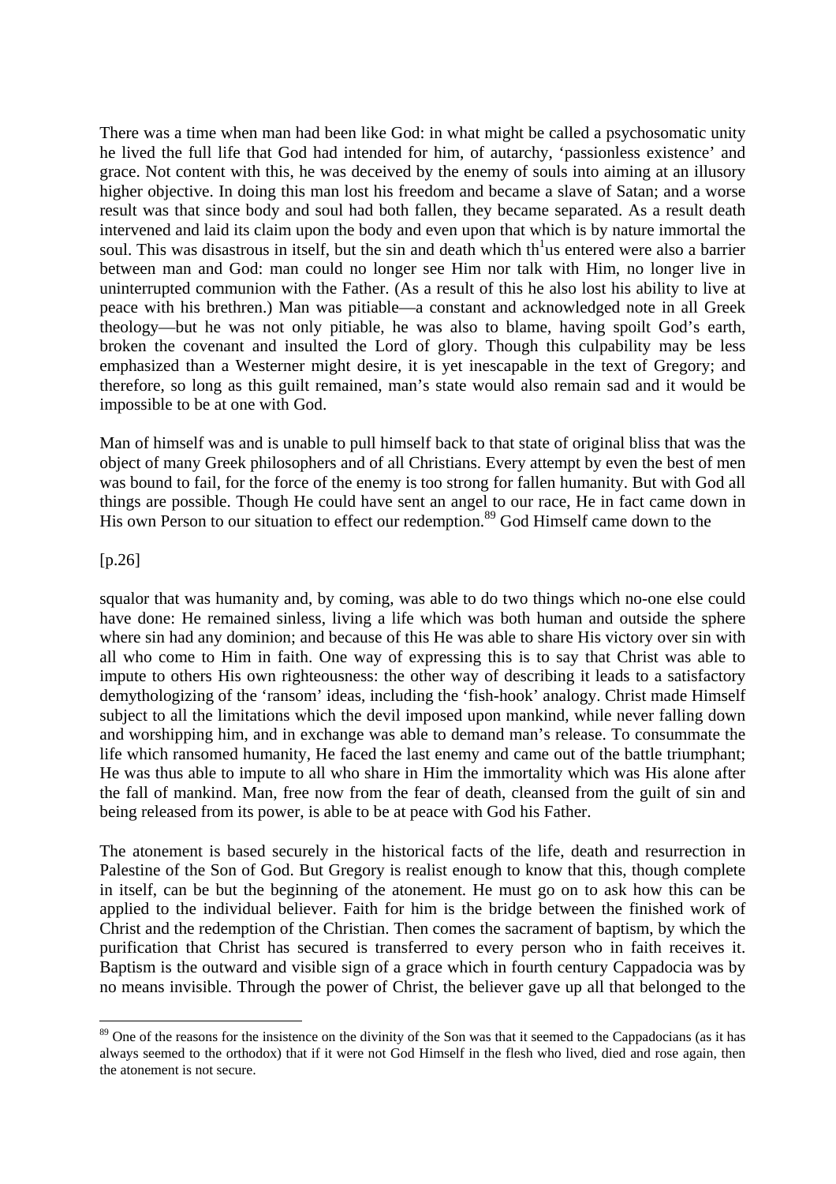There was a time when man had been like God: in what might be called a psychosomatic unity he lived the full life that God had intended for him, of autarchy, 'passionless existence' and grace. Not content with this, he was deceived by the enemy of souls into aiming at an illusory higher objective. In doing this man lost his freedom and became a slave of Satan; and a worse result was that since body and soul had both fallen, they became separated. As a result death intervened and laid its claim upon the body and even upon that which is by nature immortal the soul. This was disastrous in itself, but the sin and death which th[1]us entered were also a barrier between man and God: man could no longer see Him nor talk with Him, no longer live in uninterrupted communion with the Father. (As a result of this he also lost his ability to live at peace with his brethren.) Man was pitiable—a constant and acknowledged note in all Greek theology—but he was not only pitiable, he was also to blame, having spoilt God's earth, broken the covenant and insulted the Lord of glory. Though this culpability may be less emphasized than a Westerner might desire, it is yet inescapable in the text of Gregory; and therefore, so long as this guilt remained, man's state would also remain sad and it would be impossible to be at one with God.

Man of himself was and is unable to pull himself back to that state of original bliss that was the object of many Greek philosophers and of all Christians. Every attempt by even the best of men was bound to fail, for the force of the enemy is too strong for fallen humanity. But with God all things are possible. Though He could have sent an angel to our race, He in fact came down in His own Person to our situation to effect our redemption.[89] God Himself came down to the

[p.26]

squalor that was humanity and, by coming, was able to do two things which no-one else could have done: He remained sinless, living a life which was both human and outside the sphere where sin had any dominion; and because of this He was able to share His victory over sin with all who come to Him in faith. One way of expressing this is to say that Christ was able to impute to others His own righteousness: the other way of describing it leads to a satisfactory demythologizing of the 'ransom' ideas, including the 'fish-hook' analogy. Christ made Himself subject to all the limitations which the devil imposed upon mankind, while never falling down and worshipping him, and in exchange was able to demand man's release. To consummate the life which ransomed humanity, He faced the last enemy and came out of the battle triumphant; He was thus able to impute to all who share in Him the immortality which was His alone after the fall of mankind. Man, free now from the fear of death, cleansed from the guilt of sin and being released from its power, is able to be at peace with God his Father.

The atonement is based securely in the historical facts of the life, death and resurrection in Palestine of the Son of God. But Gregory is realist enough to know that this, though complete in itself, can be but the beginning of the atonement. He must go on to ask how this can be applied to the individual believer. Faith for him is the bridge between the finished work of Christ and the redemption of the Christian. Then comes the sacrament of baptism, by which the purification that Christ has secured is transferred to every person who in faith receives it. Baptism is the outward and visible sign of a grace which in fourth century Cappadocia was by no means invisible. Through the power of Christ, the believer gave up all that belonged to the

[89] One of the reasons for the insistence on the divinity of the Son was that it seemed to the Cappadocians (as it has always seemed to the orthodox) that if it were not God Himself in the flesh who lived, died and rose again, then the atonement is not secure.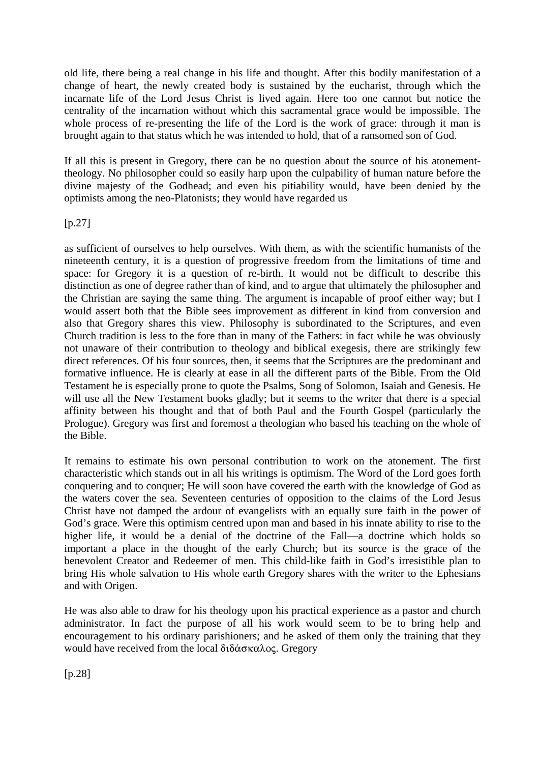old life, there being a real change in his life and thought. After this bodily manifestation of a change of heart, the newly created body is sustained by the eucharist, through which the incarnate life of the Lord Jesus Christ is lived again. Here too one cannot but notice the centrality of the incarnation without which this sacramental grace would be impossible. The whole process of re-presenting the life of the Lord is the work of grace: through it man is brought again to that status which he was intended to hold, that of a ransomed son of God.

If all this is present in Gregory, there can be no question about the source of his atonement-theology. No philosopher could so easily harp upon the culpability of human nature before the divine majesty of the Godhead; and even his pitiability would, have been denied by the optimists among the neo-Platonists; they would have regarded us

[p.27]

as sufficient of ourselves to help ourselves. With them, as with the scientific humanists of the nineteenth century, it is a question of progressive freedom from the limitations of time and space: for Gregory it is a question of re-birth. It would not be difficult to describe this distinction as one of degree rather than of kind, and to argue that ultimately the philosopher and the Christian are saying the same thing. The argument is incapable of proof either way; but I would assert both that the Bible sees improvement as different in kind from conversion and also that Gregory shares this view. Philosophy is subordinated to the Scriptures, and even Church tradition is less to the fore than in many of the Fathers: in fact while he was obviously not unaware of their contribution to theology and biblical exegesis, there are strikingly few direct references. Of his four sources, then, it seems that the Scriptures are the predominant and formative influence. He is clearly at ease in all the different parts of the Bible. From the Old Testament he is especially prone to quote the Psalms, Song of Solomon, Isaiah and Genesis. He will use all the New Testament books gladly; but it seems to the writer that there is a special affinity between his thought and that of both Paul and the Fourth Gospel (particularly the Prologue). Gregory was first and foremost a theologian who based his teaching on the whole of the Bible.

It remains to estimate his own personal contribution to work on the atonement. The first characteristic which stands out in all his writings is optimism. The Word of the Lord goes forth conquering and to conquer; He will soon have covered the earth with the knowledge of God as the waters cover the sea. Seventeen centuries of opposition to the claims of the Lord Jesus Christ have not damped the ardour of evangelists with an equally sure faith in the power of God's grace. Were this optimism centred upon man and based in his innate ability to rise to the higher life, it would be a denial of the doctrine of the Fall—a doctrine which holds so important a place in the thought of the early Church; but its source is the grace of the benevolent Creator and Redeemer of men. This child-like faith in God's irresistible plan to bring His whole salvation to His whole earth Gregory shares with the writer to the Ephesians and with Origen.

He was also able to draw for his theology upon his practical experience as a pastor and church administrator. In fact the purpose of all his work would seem to be to bring help and encouragement to his ordinary parishioners; and he asked of them only the training that they would have received from the local διδάσκαλος. Gregory

[p.28]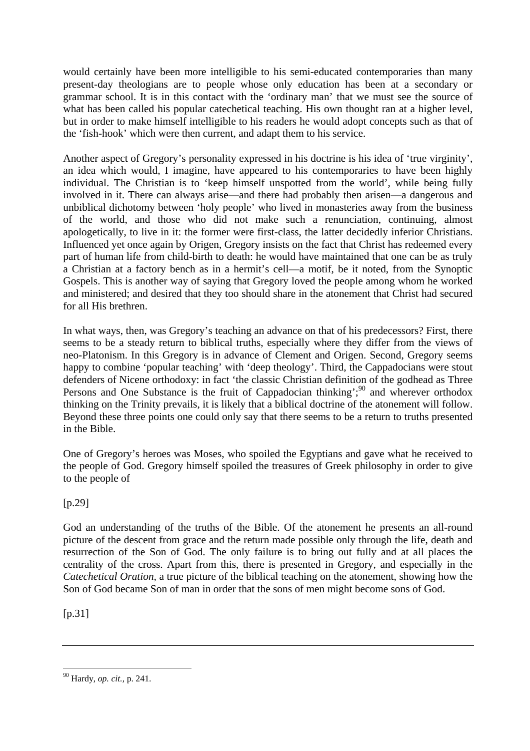would certainly have been more intelligible to his semi-educated contemporaries than many present-day theologians are to people whose only education has been at a secondary or grammar school. It is in this contact with the 'ordinary man' that we must see the source of what has been called his popular catechetical teaching. His own thought ran at a higher level, but in order to make himself intelligible to his readers he would adopt concepts such as that of the 'fish-hook' which were then current, and adapt them to his service.

Another aspect of Gregory's personality expressed in his doctrine is his idea of 'true virginity', an idea which would, I imagine, have appeared to his contemporaries to have been highly individual. The Christian is to 'keep himself unspotted from the world', while being fully involved in it. There can always arise—and there had probably then arisen—a dangerous and unbiblical dichotomy between 'holy people' who lived in monasteries away from the business of the world, and those who did not make such a renunciation, continuing, almost apologetically, to live in it: the former were first-class, the latter decidedly inferior Christians. Influenced yet once again by Origen, Gregory insists on the fact that Christ has redeemed every part of human life from child-birth to death: he would have maintained that one can be as truly a Christian at a factory bench as in a hermit's cell—a motif, be it noted, from the Synoptic Gospels. This is another way of saying that Gregory loved the people among whom he worked and ministered; and desired that they too should share in the atonement that Christ had secured for all His brethren.

In what ways, then, was Gregory's teaching an advance on that of his predecessors? First, there seems to be a steady return to biblical truths, especially where they differ from the views of neo-Platonism. In this Gregory is in advance of Clement and Origen. Second, Gregory seems happy to combine 'popular teaching' with 'deep theology'. Third, the Cappadocians were stout defenders of Nicene orthodoxy: in fact 'the classic Christian definition of the godhead as Three Persons and One Substance is the fruit of Cappadocian thinking';[90] and wherever orthodox thinking on the Trinity prevails, it is likely that a biblical doctrine of the atonement will follow. Beyond these three points one could only say that there seems to be a return to truths presented in the Bible.

One of Gregory's heroes was Moses, who spoiled the Egyptians and gave what he received to the people of God. Gregory himself spoiled the treasures of Greek philosophy in order to give to the people of

[p.29]

God an understanding of the truths of the Bible. Of the atonement he presents an all-round picture of the descent from grace and the return made possible only through the life, death and resurrection of the Son of God. The only failure is to bring out fully and at all places the centrality of the cross. Apart from this, there is presented in Gregory, and especially in the *Catechetical Oration*, a true picture of the biblical teaching on the atonement, showing how the Son of God became Son of man in order that the sons of men might become sons of God.

[p.31]

---

[90] Hardy, *op. cit.,* p. 241.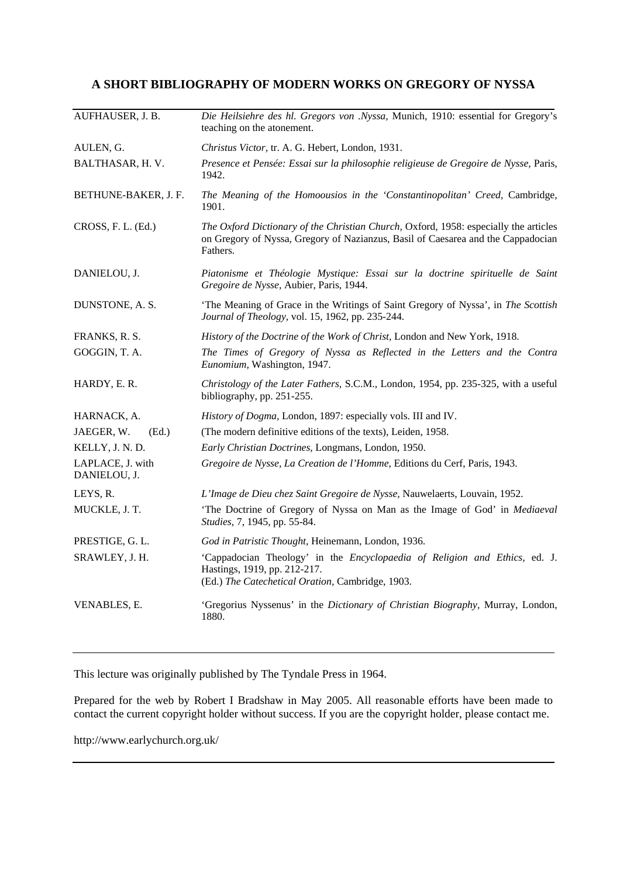## A SHORT BIBLIOGRAPHY OF MODERN WORKS ON GREGORY OF NYSSA

| | |
|---|---|
| AUFHAUSER, J. B. | *Die Heilsiehre des hl. Gregors von .Nyssa*, Munich, 1910: essential for Gregory's teaching on the atonement. |
| AULEN, G. | *Christus Victor*, tr. A. G. Hebert, London, 1931. |
| BALTHASAR, H. V. | *Presence et Pensée: Essai sur la philosophie religieuse de Gregoire de Nysse*, Paris, 1942. |
| BETHUNE-BAKER, J. F. | *The Meaning of the Homoousios in the 'Constantinopolitan' Creed*, Cambridge, 1901. |
| CROSS, F. L. (Ed.) | *The Oxford Dictionary of the Christian Church*, Oxford, 1958: especially the articles on Gregory of Nyssa, Gregory of Nazianzus, Basil of Caesarea and the Cappadocian Fathers. |
| DANIELOU, J. | *Piatonisme et Théologie Mystique: Essai sur la doctrine spirituelle de Saint Gregoire de Nysse*, Aubier, Paris, 1944. |
| DUNSTONE, A. S. | 'The Meaning of Grace in the Writings of Saint Gregory of Nyssa', in *The Scottish Journal of Theology*, vol. 15, 1962, pp. 235-244. |
| FRANKS, R. S. | *History of the Doctrine of the Work of Christ*, London and New York, 1918. |
| GOGGIN, T. A. | *The Times of Gregory of Nyssa as Reflected in the Letters and the Contra Eunomium*, Washington, 1947. |
| HARDY, E. R. | *Christology of the Later Fathers*, S.C.M., London, 1954, pp. 235-325, with a useful bibliography, pp. 251-255. |
| HARNACK, A. | *History of Dogma*, London, 1897: especially vols. III and IV. |
| JAEGER, W. (Ed.) | (The modern definitive editions of the texts), Leiden, 1958. |
| KELLY, J. N. D. | *Early Christian Doctrines*, Longmans, London, 1950. |
| LAPLACE, J. with DANIELOU, J. | *Gregoire de Nysse, La Creation de l'Homme*, Editions du Cerf, Paris, 1943. |
| LEYS, R. | *L'Image de Dieu chez Saint Gregoire de Nysse*, Nauwelaerts, Louvain, 1952. |
| MUCKLE, J. T. | 'The Doctrine of Gregory of Nyssa on Man as the Image of God' in *Mediaeval Studies*, 7, 1945, pp. 55-84. |
| PRESTIGE, G. L. | *God in Patristic Thought*, Heinemann, London, 1936. |
| SRAWLEY, J. H. | 'Cappadocian Theology' in the *Encyclopaedia of Religion and Ethics*, ed. J. Hastings, 1919, pp. 212-217. (Ed.) *The Catechetical Oration*, Cambridge, 1903. |
| VENABLES, E. | 'Gregorius Nyssenus' in the *Dictionary of Christian Biography*, Murray, London, 1880. |

---

This lecture was originally published by The Tyndale Press in 1964.

Prepared for the web by Robert I Bradshaw in May 2005. All reasonable efforts have been made to contact the current copyright holder without success. If you are the copyright holder, please contact me.

http://www.earlychurch.org.uk/